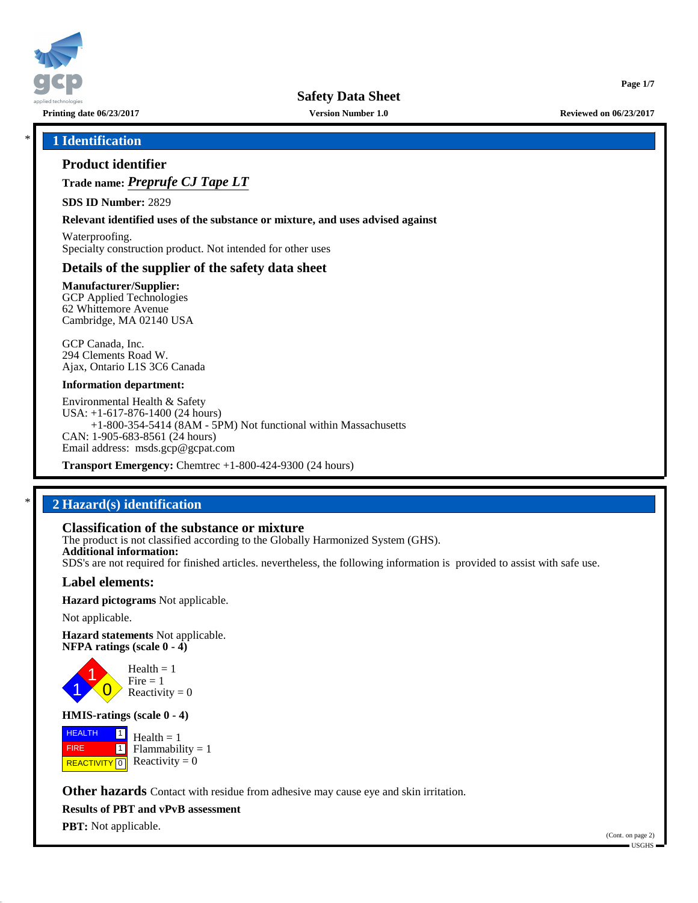Printing date 06/23/2017 | Version Number 1.0 | Reviewed on 06/23/2017

# Safety Data Sheet

## * 1 Identification

### Product identifier

**Trade name:** ***Preprufe CJ Tape LT***

**SDS ID Number:** 2829

**Relevant identified uses of the substance or mixture, and uses advised against**

Waterproofing.
Specialty construction product. Not intended for other uses

### Details of the supplier of the safety data sheet

**Manufacturer/Supplier:**
GCP Applied Technologies
62 Whittemore Avenue
Cambridge, MA 02140 USA

GCP Canada, Inc.
294 Clements Road W.
Ajax, Ontario L1S 3C6 Canada

**Information department:**

Environmental Health & Safety
USA: +1-617-876-1400 (24 hours)
+1-800-354-5414 (8AM - 5PM) Not functional within Massachusetts
CAN: 1-905-683-8561 (24 hours)
Email address: msds.gcp@gcpat.com

**Transport Emergency:** Chemtrec +1-800-424-9300 (24 hours)

## * 2 Hazard(s) identification

### Classification of the substance or mixture

The product is not classified according to the Globally Harmonized System (GHS).
**Additional information:**
SDS's are not required for finished articles. nevertheless, the following information is provided to assist with safe use.

### Label elements:

**Hazard pictograms** Not applicable.

Not applicable.

**Hazard statements** Not applicable.
**NFPA ratings (scale 0 - 4)**

Health = 1
Fire = 1
Reactivity = 0

**HMIS-ratings (scale 0 - 4)**

| | | |
|---|---|---|
| HEALTH | 1 | Health = 1 |
| FIRE | 1 | Flammability = 1 |
| REACTIVITY | 0 | Reactivity = 0 |

**Other hazards** Contact with residue from adhesive may cause eye and skin irritation.

**Results of PBT and vPvB assessment**

**PBT:** Not applicable.

(Cont. on page 2)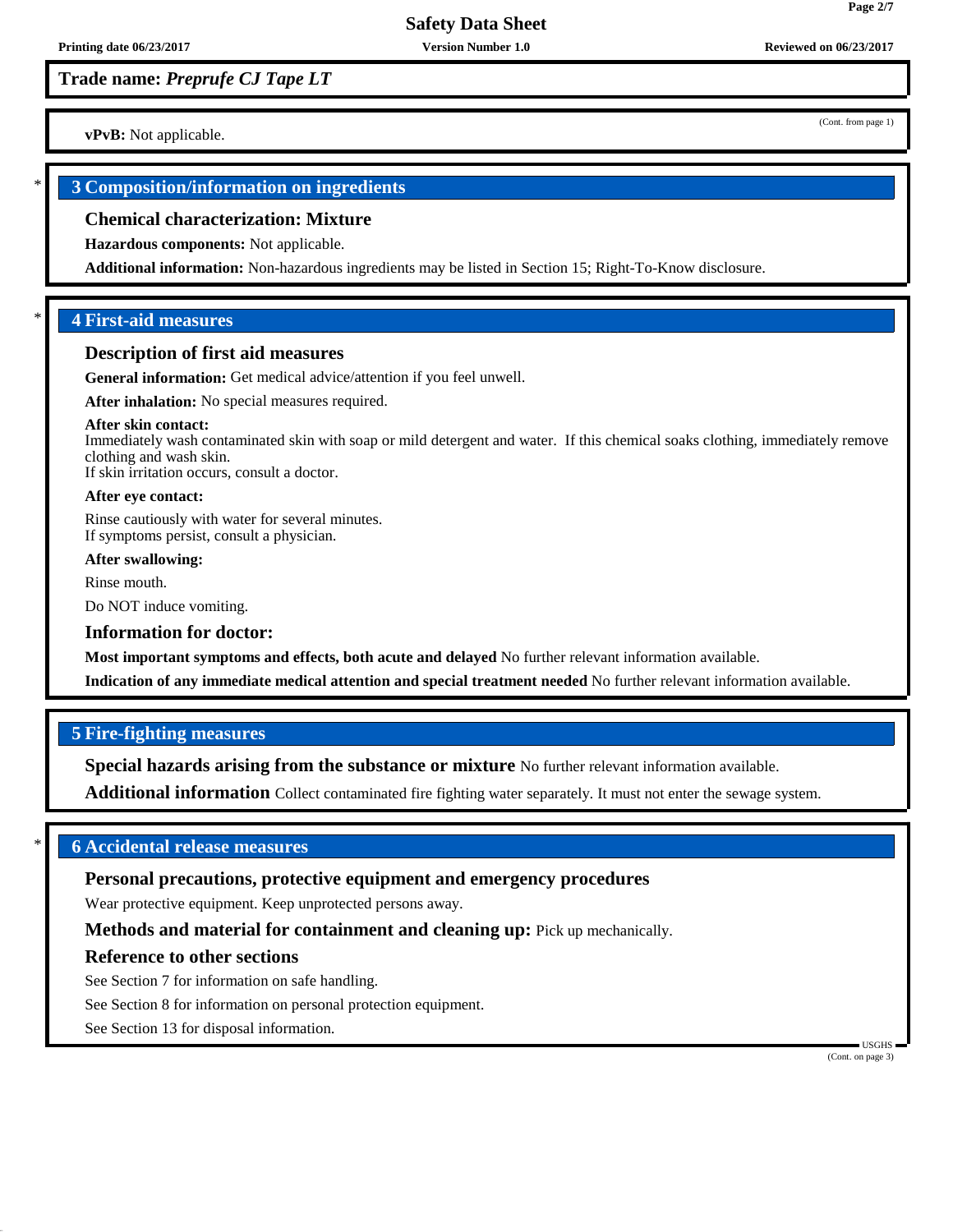**vPvB:** Not applicable.

## 3 Composition/information on ingredients

### Chemical characterization: Mixture

**Hazardous components:** Not applicable.

**Additional information:** Non-hazardous ingredients may be listed in Section 15; Right-To-Know disclosure.

## 4 First-aid measures

### Description of first aid measures

**General information:** Get medical advice/attention if you feel unwell.

**After inhalation:** No special measures required.

**After skin contact:**
Immediately wash contaminated skin with soap or mild detergent and water. If this chemical soaks clothing, immediately remove clothing and wash skin.
If skin irritation occurs, consult a doctor.

**After eye contact:**

Rinse cautiously with water for several minutes.
If symptoms persist, consult a physician.

**After swallowing:**

Rinse mouth.

Do NOT induce vomiting.

### Information for doctor:

**Most important symptoms and effects, both acute and delayed** No further relevant information available.

**Indication of any immediate medical attention and special treatment needed** No further relevant information available.

## 5 Fire-fighting measures

**Special hazards arising from the substance or mixture** No further relevant information available.

**Additional information** Collect contaminated fire fighting water separately. It must not enter the sewage system.

## 6 Accidental release measures

### Personal precautions, protective equipment and emergency procedures

Wear protective equipment. Keep unprotected persons away.

**Methods and material for containment and cleaning up:** Pick up mechanically.

### Reference to other sections

See Section 7 for information on safe handling.

See Section 8 for information on personal protection equipment.

See Section 13 for disposal information.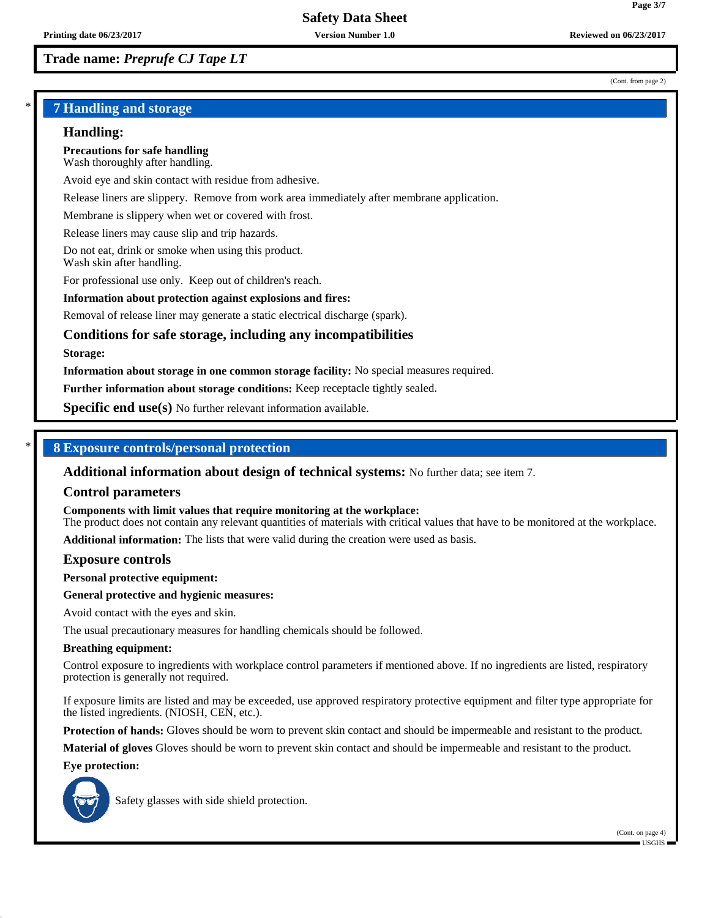Trade name: *Preprufe CJ Tape LT*

(Cont. from page 2)

## 7 Handling and storage

### Handling:

**Precautions for safe handling**
Wash thoroughly after handling.

Avoid eye and skin contact with residue from adhesive.

Release liners are slippery. Remove from work area immediately after membrane application.

Membrane is slippery when wet or covered with frost.

Release liners may cause slip and trip hazards.

Do not eat, drink or smoke when using this product.
Wash skin after handling.

For professional use only. Keep out of children's reach.

**Information about protection against explosions and fires:**

Removal of release liner may generate a static electrical discharge (spark).

### Conditions for safe storage, including any incompatibilities

**Storage:**

**Information about storage in one common storage facility:** No special measures required.

**Further information about storage conditions:** Keep receptacle tightly sealed.

**Specific end use(s)** No further relevant information available.

## 8 Exposure controls/personal protection

**Additional information about design of technical systems:** No further data; see item 7.

### Control parameters

**Components with limit values that require monitoring at the workplace:**
The product does not contain any relevant quantities of materials with critical values that have to be monitored at the workplace.

**Additional information:** The lists that were valid during the creation were used as basis.

### Exposure controls

**Personal protective equipment:**

**General protective and hygienic measures:**

Avoid contact with the eyes and skin.

The usual precautionary measures for handling chemicals should be followed.

**Breathing equipment:**

Control exposure to ingredients with workplace control parameters if mentioned above. If no ingredients are listed, respiratory protection is generally not required.

If exposure limits are listed and may be exceeded, use approved respiratory protective equipment and filter type appropriate for the listed ingredients. (NIOSH, CEN, etc.).

**Protection of hands:** Gloves should be worn to prevent skin contact and should be impermeable and resistant to the product.

**Material of gloves** Gloves should be worn to prevent skin contact and should be impermeable and resistant to the product.

**Eye protection:**

Safety glasses with side shield protection.

(Cont. on page 4)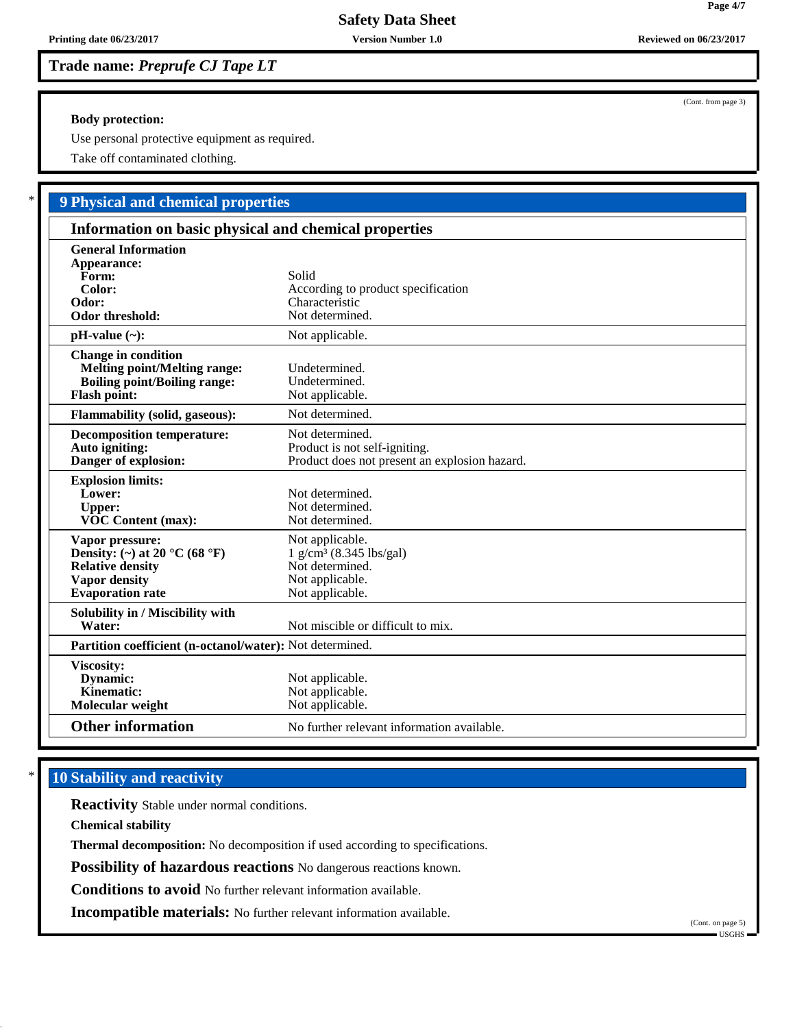**Trade name:** ***Preprufe CJ Tape LT***

(Cont. from page 3)

**Body protection:**

Use personal protective equipment as required.

Take off contaminated clothing.

## 9 Physical and chemical properties

### Information on basic physical and chemical properties

| | |
|---|---|
| **General Information** | |
| **Appearance:** | |
| **Form:** | Solid |
| **Color:** | According to product specification |
| **Odor:** | Characteristic |
| **Odor threshold:** | Not determined. |
| **pH-value (~):** | Not applicable. |
| **Change in condition** | |
| **Melting point/Melting range:** | Undetermined. |
| **Boiling point/Boiling range:** | Undetermined. |
| **Flash point:** | Not applicable. |
| **Flammability (solid, gaseous):** | Not determined. |
| **Decomposition temperature:** | Not determined. |
| **Auto igniting:** | Product is not self-igniting. |
| **Danger of explosion:** | Product does not present an explosion hazard. |
| **Explosion limits:** | |
| **Lower:** | Not determined. |
| **Upper:** | Not determined. |
| **VOC Content (max):** | Not determined. |
| **Vapor pressure:** | Not applicable. |
| **Density: (~) at 20 °C (68 °F)** | 1 g/cm³ (8.345 lbs/gal) |
| **Relative density** | Not determined. |
| **Vapor density** | Not applicable. |
| **Evaporation rate** | Not applicable. |
| **Solubility in / Miscibility with** | |
| **Water:** | Not miscible or difficult to mix. |
| **Partition coefficient (n-octanol/water):** | Not determined. |
| **Viscosity:** | |
| **Dynamic:** | Not applicable. |
| **Kinematic:** | Not applicable. |
| **Molecular weight** | Not applicable. |
| **Other information** | No further relevant information available. |

## 10 Stability and reactivity

**Reactivity** Stable under normal conditions.

**Chemical stability**

**Thermal decomposition:** No decomposition if used according to specifications.

**Possibility of hazardous reactions** No dangerous reactions known.

**Conditions to avoid** No further relevant information available.

**Incompatible materials:** No further relevant information available.

(Cont. on page 5)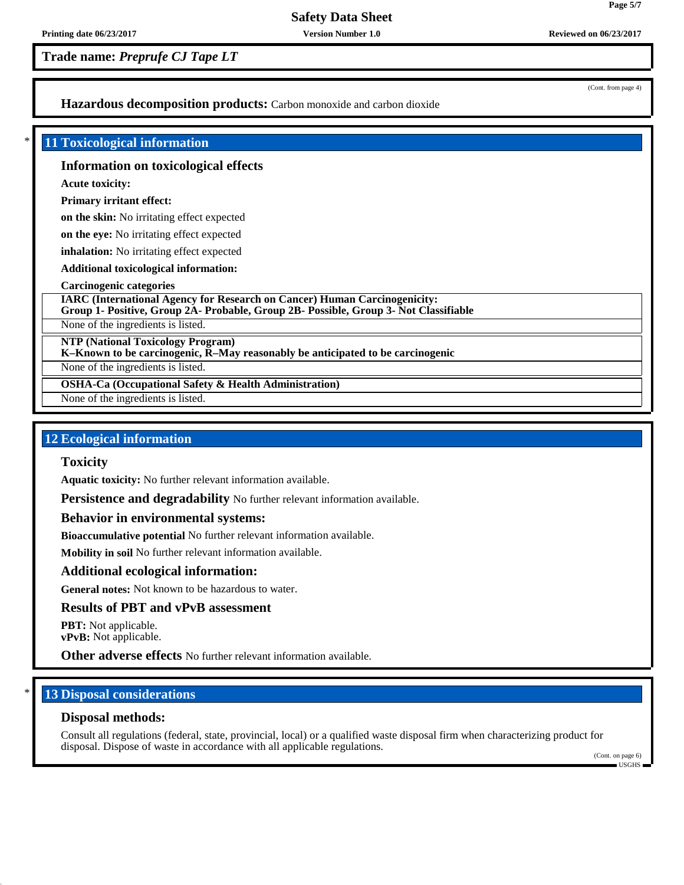**Trade name:** ***Preprufe CJ Tape LT***

(Cont. from page 4)

**Hazardous decomposition products:** Carbon monoxide and carbon dioxide

## * 11 Toxicological information

### Information on toxicological effects

**Acute toxicity:**

**Primary irritant effect:**

**on the skin:** No irritating effect expected

**on the eye:** No irritating effect expected

**inhalation:** No irritating effect expected

**Additional toxicological information:**

**Carcinogenic categories**

| **IARC (International Agency for Research on Cancer) Human Carcinogenicity: Group 1- Positive, Group 2A- Probable, Group 2B- Possible, Group 3- Not Classifiable** |
|---|
| None of the ingredients is listed. |

| **NTP (National Toxicology Program) K–Known to be carcinogenic, R–May reasonably be anticipated to be carcinogenic** |
|---|
| None of the ingredients is listed. |

| **OSHA-Ca (Occupational Safety & Health Administration)** |
|---|
| None of the ingredients is listed. |

## 12 Ecological information

### Toxicity

**Aquatic toxicity:** No further relevant information available.

**Persistence and degradability** No further relevant information available.

### Behavior in environmental systems:

**Bioaccumulative potential** No further relevant information available.

**Mobility in soil** No further relevant information available.

### Additional ecological information:

**General notes:** Not known to be hazardous to water.

### Results of PBT and vPvB assessment

**PBT:** Not applicable.
**vPvB:** Not applicable.

**Other adverse effects** No further relevant information available.

## * 13 Disposal considerations

### Disposal methods:

Consult all regulations (federal, state, provincial, local) or a qualified waste disposal firm when characterizing product for disposal. Dispose of waste in accordance with all applicable regulations.

(Cont. on page 6)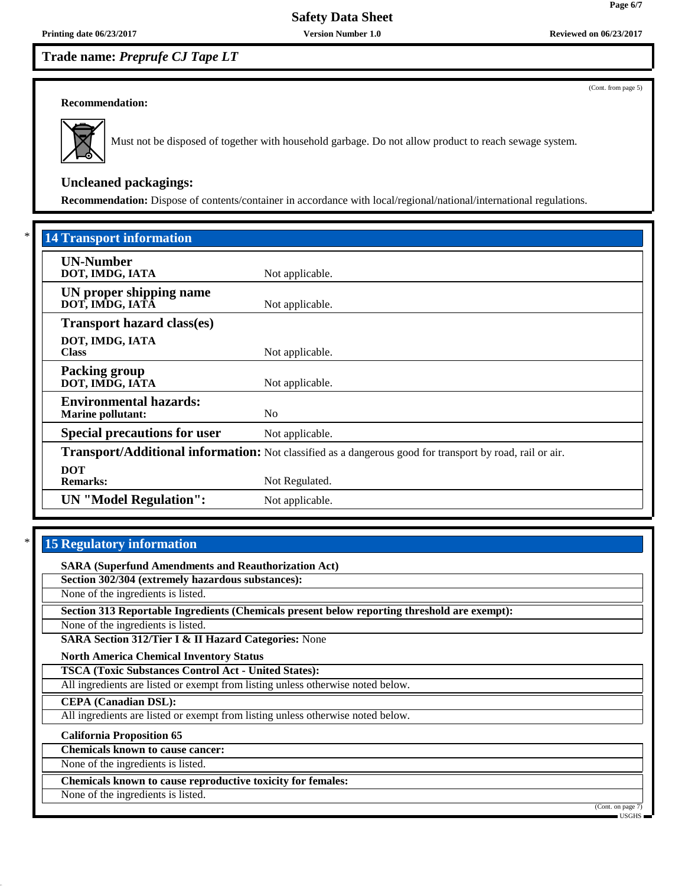**Trade name: *Preprufe CJ Tape LT***

(Cont. from page 5)

**Recommendation:**

Must not be disposed of together with household garbage. Do not allow product to reach sewage system.

### Uncleaned packagings:

**Recommendation:** Dispose of contents/container in accordance with local/regional/national/international regulations.

## * 14 Transport information

| | |
|---|---|
| **UN-Number**<br>**DOT, IMDG, IATA** | Not applicable. |
| **UN proper shipping name**<br>**DOT, IMDG, IATA** | Not applicable. |
| **Transport hazard class(es)**<br>**DOT, IMDG, IATA**<br>**Class** | Not applicable. |
| **Packing group**<br>**DOT, IMDG, IATA** | Not applicable. |
| **Environmental hazards:**<br>**Marine pollutant:** | No |
| **Special precautions for user** | Not applicable. |
| **Transport/Additional information:** | Not classified as a dangerous good for transport by road, rail or air. |
| **DOT**<br>**Remarks:** | Not Regulated. |
| **UN "Model Regulation":** | Not applicable. |

## * 15 Regulatory information

**SARA (Superfund Amendments and Reauthorization Act)**

**Section 302/304 (extremely hazardous substances):**

None of the ingredients is listed.

**Section 313 Reportable Ingredients (Chemicals present below reporting threshold are exempt):**

None of the ingredients is listed.

**SARA Section 312/Tier I & II Hazard Categories:** None

**North America Chemical Inventory Status**

**TSCA (Toxic Substances Control Act - United States):**

All ingredients are listed or exempt from listing unless otherwise noted below.

**CEPA (Canadian DSL):**

All ingredients are listed or exempt from listing unless otherwise noted below.

**California Proposition 65**

**Chemicals known to cause cancer:**

None of the ingredients is listed.

**Chemicals known to cause reproductive toxicity for females:**

None of the ingredients is listed.

(Cont. on page 7)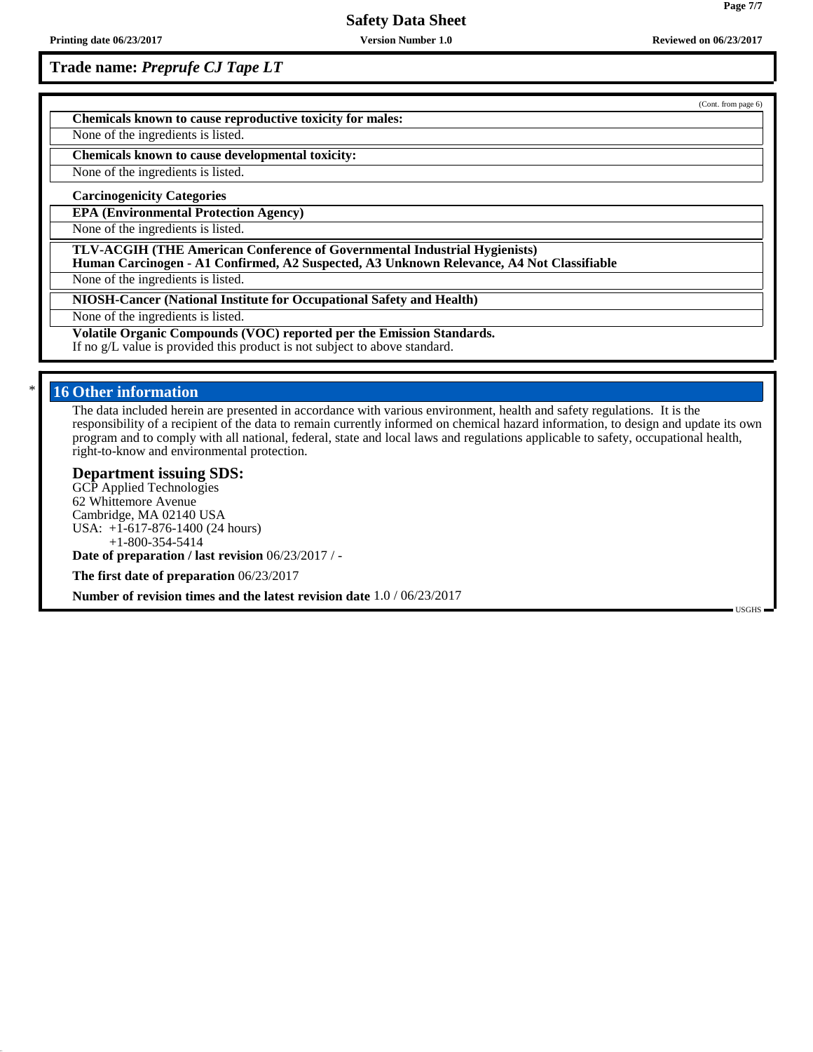**Trade name:** ***Preprufe CJ Tape LT***

(Cont. from page 6)

**Chemicals known to cause reproductive toxicity for males:**

None of the ingredients is listed.

**Chemicals known to cause developmental toxicity:**

None of the ingredients is listed.

**Carcinogenicity Categories**

**EPA (Environmental Protection Agency)**

None of the ingredients is listed.

**TLV-ACGIH (THE American Conference of Governmental Industrial Hygienists)**
**Human Carcinogen - A1 Confirmed, A2 Suspected, A3 Unknown Relevance, A4 Not Classifiable**

None of the ingredients is listed.

**NIOSH-Cancer (National Institute for Occupational Safety and Health)**

None of the ingredients is listed.

**Volatile Organic Compounds (VOC) reported per the Emission Standards.**
If no g/L value is provided this product is not subject to above standard.

## * 16 Other information

The data included herein are presented in accordance with various environment, health and safety regulations. It is the responsibility of a recipient of the data to remain currently informed on chemical hazard information, to design and update its own program and to comply with all national, federal, state and local laws and regulations applicable to safety, occupational health, right-to-know and environmental protection.

### Department issuing SDS:

GCP Applied Technologies
62 Whittemore Avenue
Cambridge, MA 02140 USA
USA: +1-617-876-1400 (24 hours)
+1-800-354-5414

**Date of preparation / last revision** 06/23/2017 / -

**The first date of preparation** 06/23/2017

**Number of revision times and the latest revision date** 1.0 / 06/23/2017

USGHS